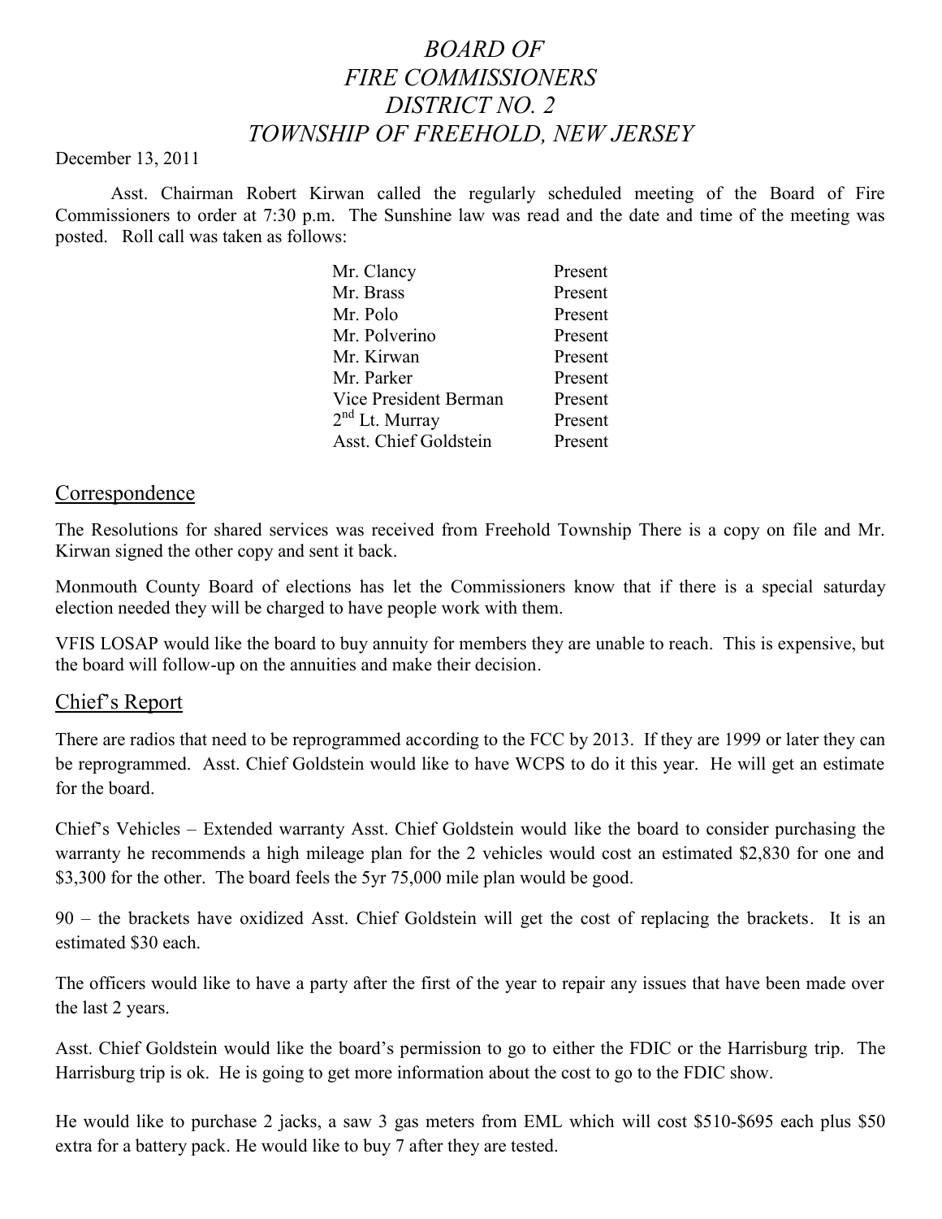# *BOARD OF FIRE COMMISSIONERS DISTRICT NO. 2 TOWNSHIP OF FREEHOLD, NEW JERSEY*

December 13, 2011

Asst. Chairman Robert Kirwan called the regularly scheduled meeting of the Board of Fire Commissioners to order at 7:30 p.m. The Sunshine law was read and the date and time of the meeting was posted. Roll call was taken as follows:

| | |
|---|---|
| Mr. Clancy | Present |
| Mr. Brass | Present |
| Mr. Polo | Present |
| Mr. Polverino | Present |
| Mr. Kirwan | Present |
| Mr. Parker | Present |
| Vice President Berman | Present |
| 2nd Lt. Murray | Present |
| Asst. Chief Goldstein | Present |

## Correspondence

The Resolutions for shared services was received from Freehold Township There is a copy on file and Mr. Kirwan signed the other copy and sent it back.

Monmouth County Board of elections has let the Commissioners know that if there is a special saturday election needed they will be charged to have people work with them.

VFIS LOSAP would like the board to buy annuity for members they are unable to reach. This is expensive, but the board will follow-up on the annuities and make their decision.

## Chief's Report

There are radios that need to be reprogrammed according to the FCC by 2013. If they are 1999 or later they can be reprogrammed. Asst. Chief Goldstein would like to have WCPS to do it this year. He will get an estimate for the board.

Chief's Vehicles – Extended warranty Asst. Chief Goldstein would like the board to consider purchasing the warranty he recommends a high mileage plan for the 2 vehicles would cost an estimated $2,830 for one and $3,300 for the other. The board feels the 5yr 75,000 mile plan would be good.

90 – the brackets have oxidized Asst. Chief Goldstein will get the cost of replacing the brackets. It is an estimated $30 each.

The officers would like to have a party after the first of the year to repair any issues that have been made over the last 2 years.

Asst. Chief Goldstein would like the board's permission to go to either the FDIC or the Harrisburg trip. The Harrisburg trip is ok. He is going to get more information about the cost to go to the FDIC show.

He would like to purchase 2 jacks, a saw 3 gas meters from EML which will cost $510-$695 each plus $50 extra for a battery pack. He would like to buy 7 after they are tested.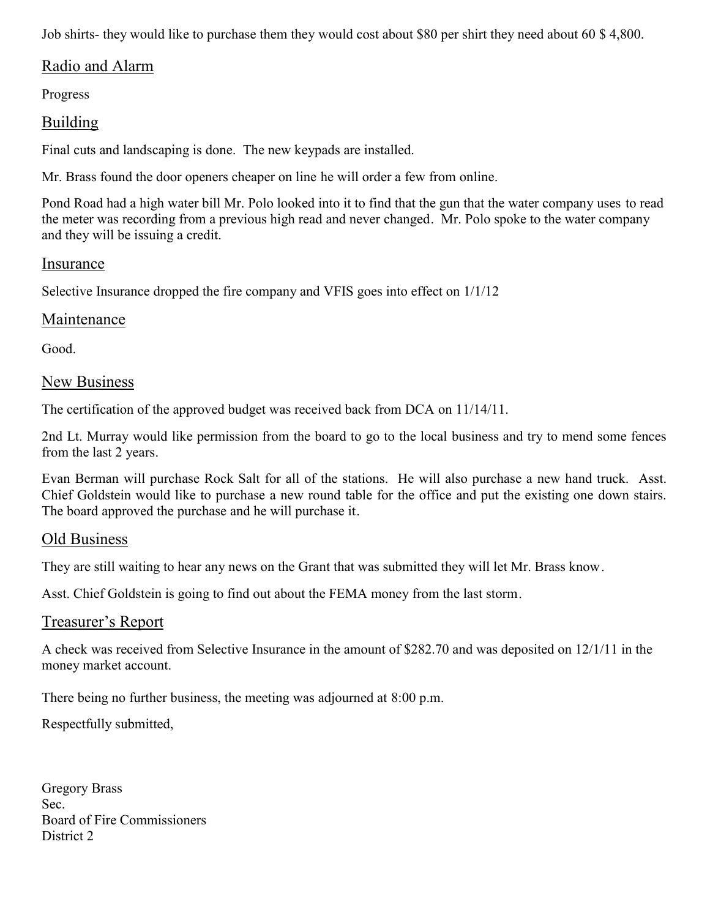Job shirts- they would like to purchase them they would cost about $80 per shirt they need about 60 $ 4,800.

## Radio and Alarm

Progress

## Building

Final cuts and landscaping is done. The new keypads are installed.

Mr. Brass found the door openers cheaper on line he will order a few from online.

Pond Road had a high water bill Mr. Polo looked into it to find that the gun that the water company uses to read the meter was recording from a previous high read and never changed. Mr. Polo spoke to the water company and they will be issuing a credit.

## Insurance

Selective Insurance dropped the fire company and VFIS goes into effect on 1/1/12

## Maintenance

Good.

## New Business

The certification of the approved budget was received back from DCA on 11/14/11.

2nd Lt. Murray would like permission from the board to go to the local business and try to mend some fences from the last 2 years.

Evan Berman will purchase Rock Salt for all of the stations. He will also purchase a new hand truck. Asst. Chief Goldstein would like to purchase a new round table for the office and put the existing one down stairs. The board approved the purchase and he will purchase it.

## Old Business

They are still waiting to hear any news on the Grant that was submitted they will let Mr. Brass know.

Asst. Chief Goldstein is going to find out about the FEMA money from the last storm.

## Treasurer's Report

A check was received from Selective Insurance in the amount of $282.70 and was deposited on 12/1/11 in the money market account.

There being no further business, the meeting was adjourned at 8:00 p.m.

Respectfully submitted,

Gregory Brass
Sec.
Board of Fire Commissioners
District 2